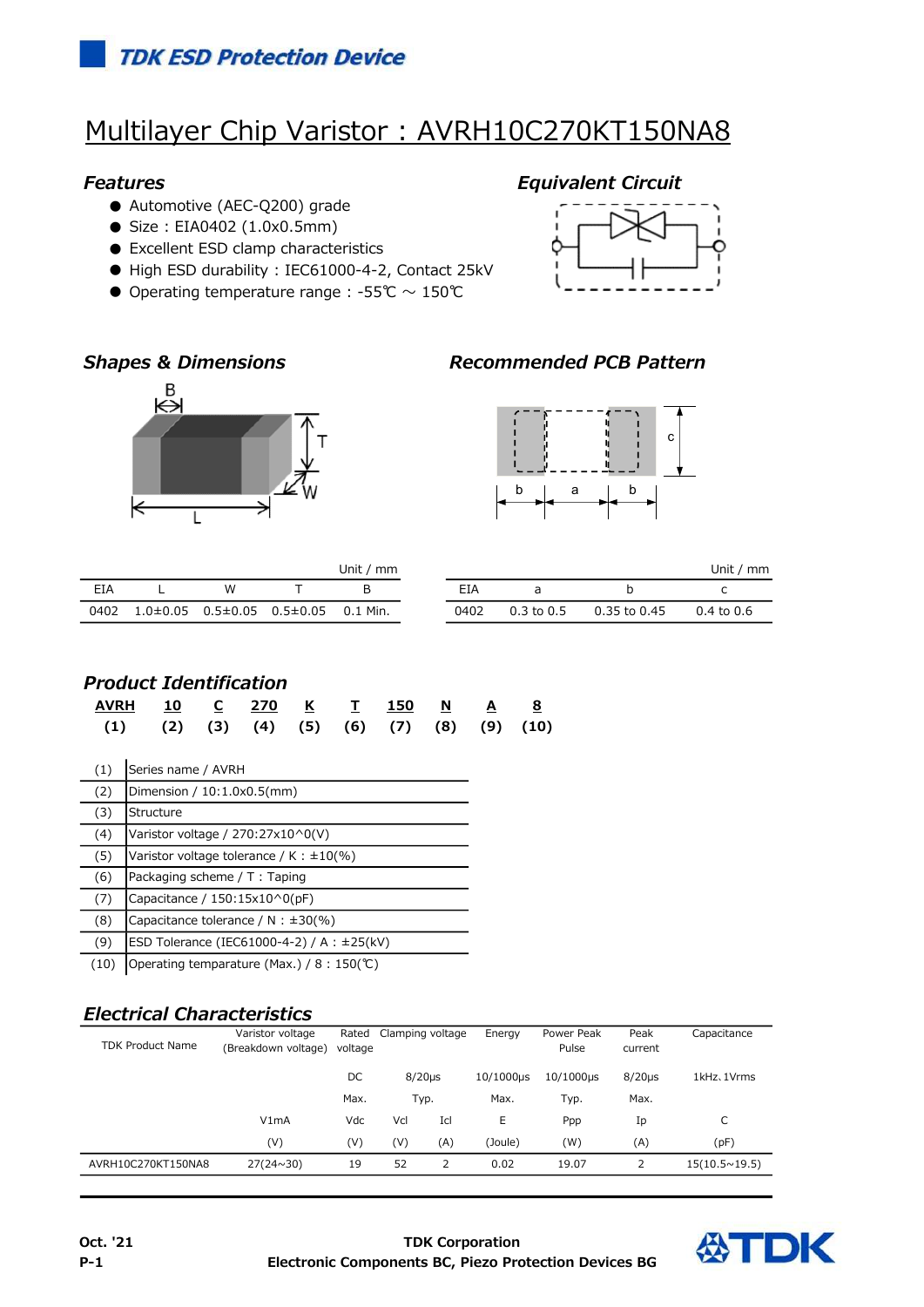TDK ESD Protection Device

# Multilayer Chip Varistor : AVRH10C270KT150NA8

## Features

- Automotive (AEC-Q200) grade
- Size : EIA0402 (1.0x0.5mm)
- Excellent ESD clamp characteristics
- High ESD durability : IEC61000-4-2, Contact 25kV
- Operating temperature range : -55℃ ～ 150℃

## Equivalent Circuit

## Shapes & Dimensions

Unit / mm

| EIA | L | W | T | B |
|---|---|---|---|---|
| 0402 | 1.0±0.05 | 0.5±0.05 | 0.5±0.05 | 0.1 Min. |

## Recommended PCB Pattern

Unit / mm

| EIA | a | b | c |
|---|---|---|---|
| 0402 | 0.3 to 0.5 | 0.35 to 0.45 | 0.4 to 0.6 |

## Product Identification

**AVRH** **10** **C** **270** **K** **T** **150** **N** **A** **8**
**(1)** **(2)** **(3)** **(4)** **(5)** **(6)** **(7)** **(8)** **(9)** **(10)**

| | |
|---|---|
| (1) | Series name / AVRH |
| (2) | Dimension / 10:1.0x0.5(mm) |
| (3) | Structure |
| (4) | Varistor voltage / 270:27x10^0(V) |
| (5) | Varistor voltage tolerance / K : ±10(%) |
| (6) | Packaging scheme / T : Taping |
| (7) | Capacitance / 150:15x10^0(pF) |
| (8) | Capacitance tolerance / N : ±30(%) |
| (9) | ESD Tolerance (IEC61000-4-2) / A : ±25(kV) |
| (10) | Operating temparature (Max.) / 8 : 150(℃) |

## Electrical Characteristics

| TDK Product Name | Varistor voltage (Breakdown voltage) | Rated voltage | Clamping voltage | | Energy | Power Peak Pulse | Peak current | Capacitance |
|---|---|---|---|---|---|---|---|---|
| | | DC | 8/20μs | | 10/1000μs | 10/1000μs | 8/20μs | 1kHz, 1Vrms |
| | | Max. | Typ. | | Max. | Typ. | Max. | |
| | V1mA | Vdc | Vcl | Icl | E | Ppp | Ip | C |
| | (V) | (V) | (V) | (A) | (Joule) | (W) | (A) | (pF) |
| AVRH10C270KT150NA8 | 27(24~30) | 19 | 52 | 2 | 0.02 | 19.07 | 2 | 15(10.5~19.5) |

Oct. '21
P-1

TDK Corporation
Electronic Components BC, Piezo Protection Devices BG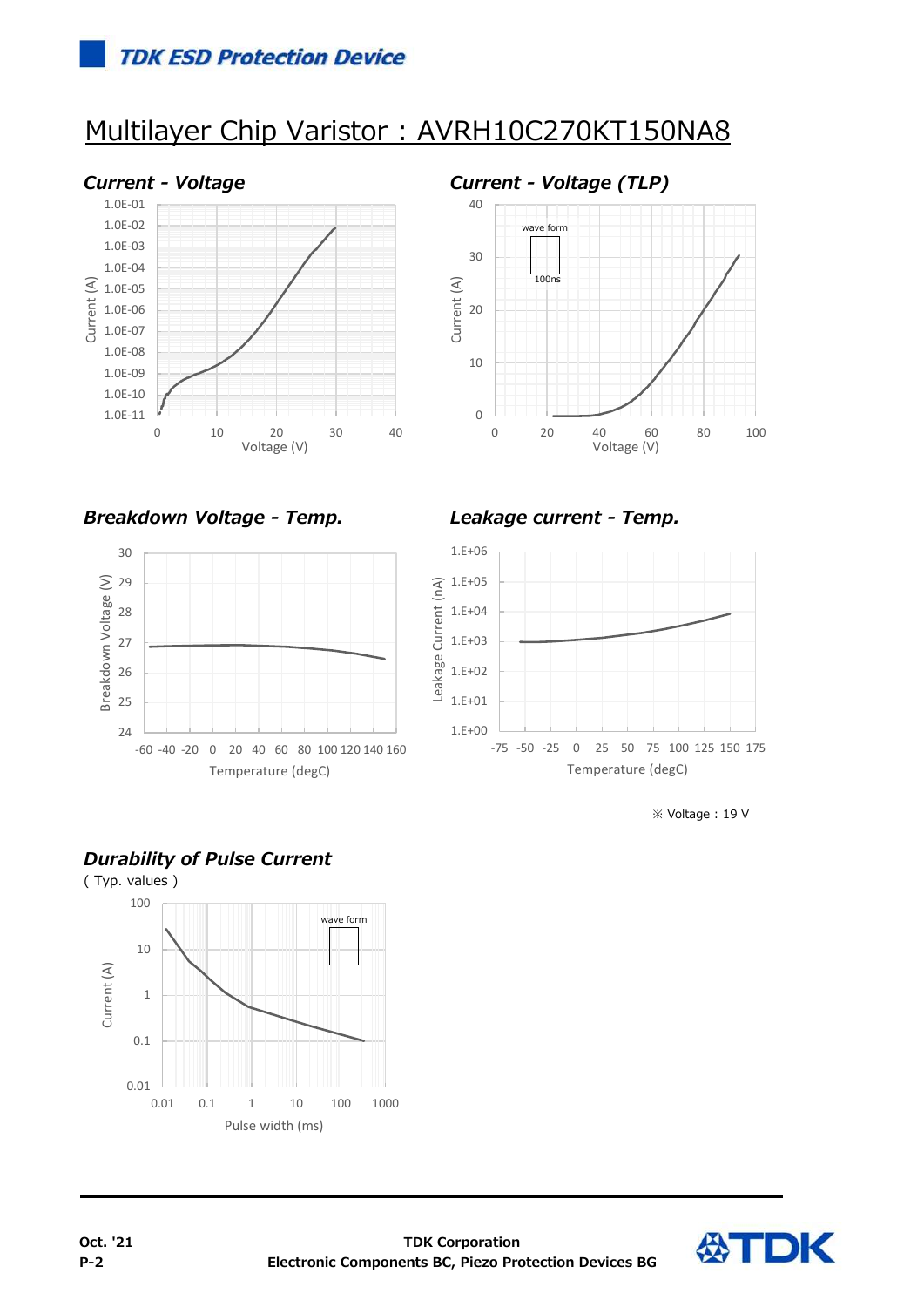# Multilayer Chip Varistor : AVRH10C270KT150NA8

***Current - Voltage***

Current (A): 1.0E-01, 1.0E-02, 1.0E-03, 1.0E-04, 1.0E-05, 1.0E-06, 1.0E-07, 1.0E-08, 1.0E-09, 1.0E-10, 1.0E-11

Voltage (V): 0, 10, 20, 30, 40

***Current - Voltage (TLP)***

wave form

100ns

Current (A): 0, 10, 20, 30, 40

Voltage (V): 0, 20, 40, 60, 80, 100

***Breakdown Voltage - Temp.***

Breakdown Voltage (V): 24, 25, 26, 27, 28, 29, 30

Temperature (degC): -60, -40, -20, 0, 20, 40, 60, 80, 100, 120, 140, 160

***Leakage current - Temp.***

Leakage Current (nA): 1.E+00, 1.E+01, 1.E+02, 1.E+03, 1.E+04, 1.E+05, 1.E+06

Temperature (degC): -75, -50, -25, 0, 25, 50, 75, 100, 125, 150, 175

※ Voltage : 19 V

***Durability of Pulse Current***

( Typ. values )

wave form

Current (A): 0.01, 0.1, 1, 10, 100

Pulse width (ms): 0.01, 0.1, 1, 10, 100, 1000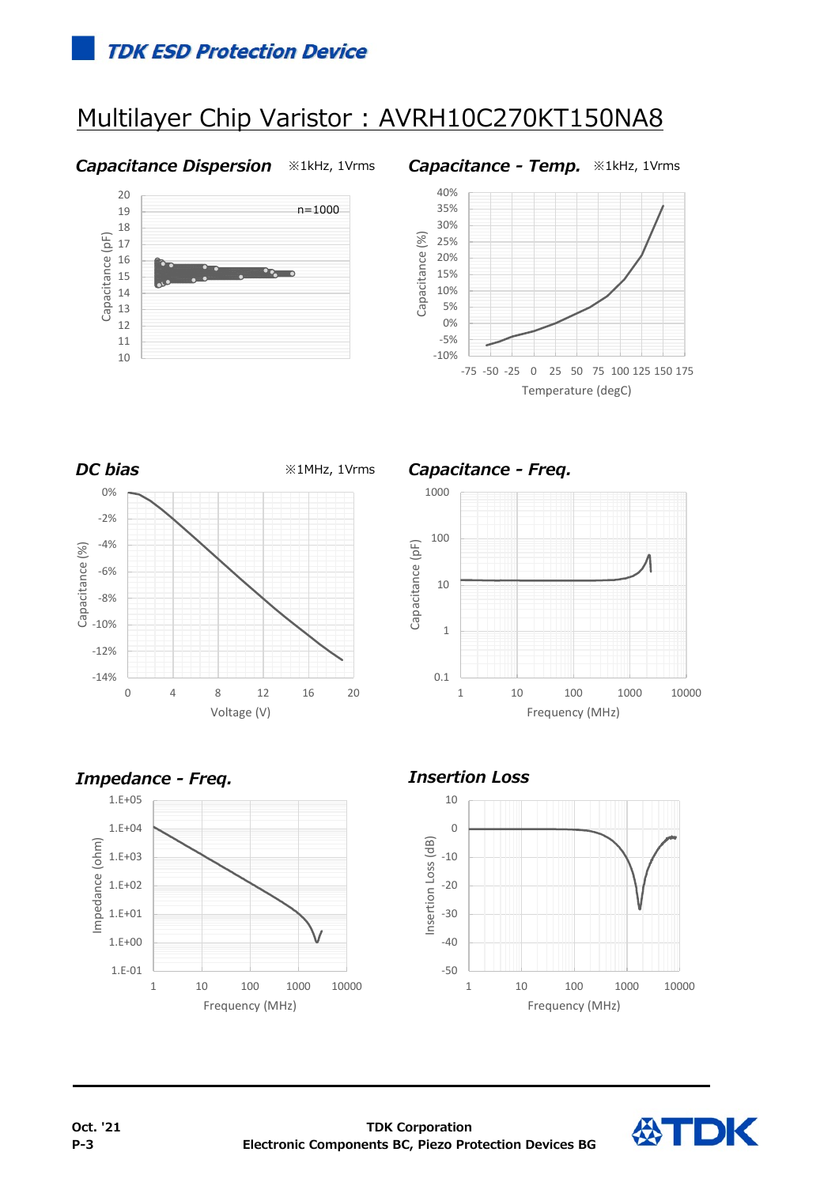# Multilayer Chip Varistor : AVRH10C270KT150NA8

### *Capacitance Dispersion* ※1kHz, 1Vrms

n=1000

Capacitance (pF): 10, 11, 12, 13, 14, 15, 16, 17, 18, 19, 20

### *Capacitance - Temp.* ※1kHz, 1Vrms

Capacitance (%): -10%, -5%, 0%, 5%, 10%, 15%, 20%, 25%, 30%, 35%, 40%

Temperature (degC): -75, -50, -25, 0, 25, 50, 75, 100, 125, 150, 175

### *DC bias* ※1MHz, 1Vrms

Capacitance (%): 0%, -2%, -4%, -6%, -8%, -10%, -12%, -14%

Voltage (V): 0, 4, 8, 12, 16, 20

### *Capacitance - Freq.*

Capacitance (pF): 0.1, 1, 10, 100, 1000

Frequency (MHz): 1, 10, 100, 1000, 10000

### *Impedance - Freq.*

Impedance (ohm): 1.E-01, 1.E+00, 1.E+01, 1.E+02, 1.E+03, 1.E+04, 1.E+05

Frequency (MHz): 1, 10, 100, 1000, 10000

### *Insertion Loss*

Insertion Loss (dB): 10, 0, -10, -20, -30, -40, -50

Frequency (MHz): 1, 10, 100, 1000, 10000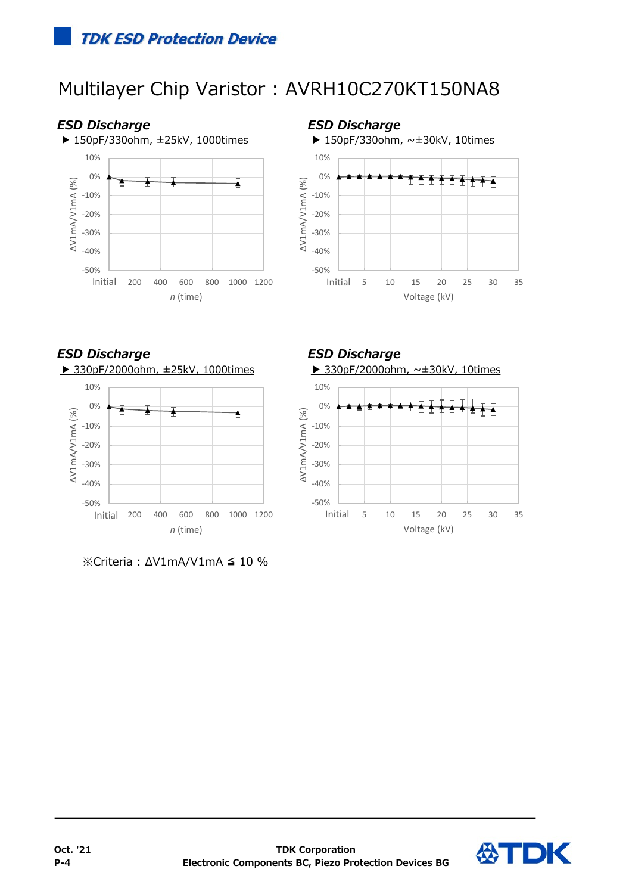TDK ESD Protection Device

# Multilayer Chip Varistor : AVRH10C270KT150NA8

### ESD Discharge

▶ 150pF/330ohm, ±25kV, 1000times

10%
0%
-10%
-20%
-30%
-40%
-50%
ΔV1mA/V1mA (%)
Initial 200 400 600 800 1000 1200
*n* (time)

### ESD Discharge

▶ 150pF/330ohm, ~±30kV, 10times

10%
0%
-10%
-20%
-30%
-40%
-50%
ΔV1mA/V1mA (%)
Initial 5 10 15 20 25 30 35
Voltage (kV)

### ESD Discharge

▶ 330pF/2000ohm, ±25kV, 1000times

10%
0%
-10%
-20%
-30%
-40%
-50%
ΔV1mA/V1mA (%)
Initial 200 400 600 800 1000 1200
*n* (time)

### ESD Discharge

▶ 330pF/2000ohm, ~±30kV, 10times

10%
0%
-10%
-20%
-30%
-40%
-50%
ΔV1mA/V1mA (%)
Initial 5 10 15 20 25 30 35
Voltage (kV)

※Criteria : ΔV1mA/V1mA ≦ 10 %